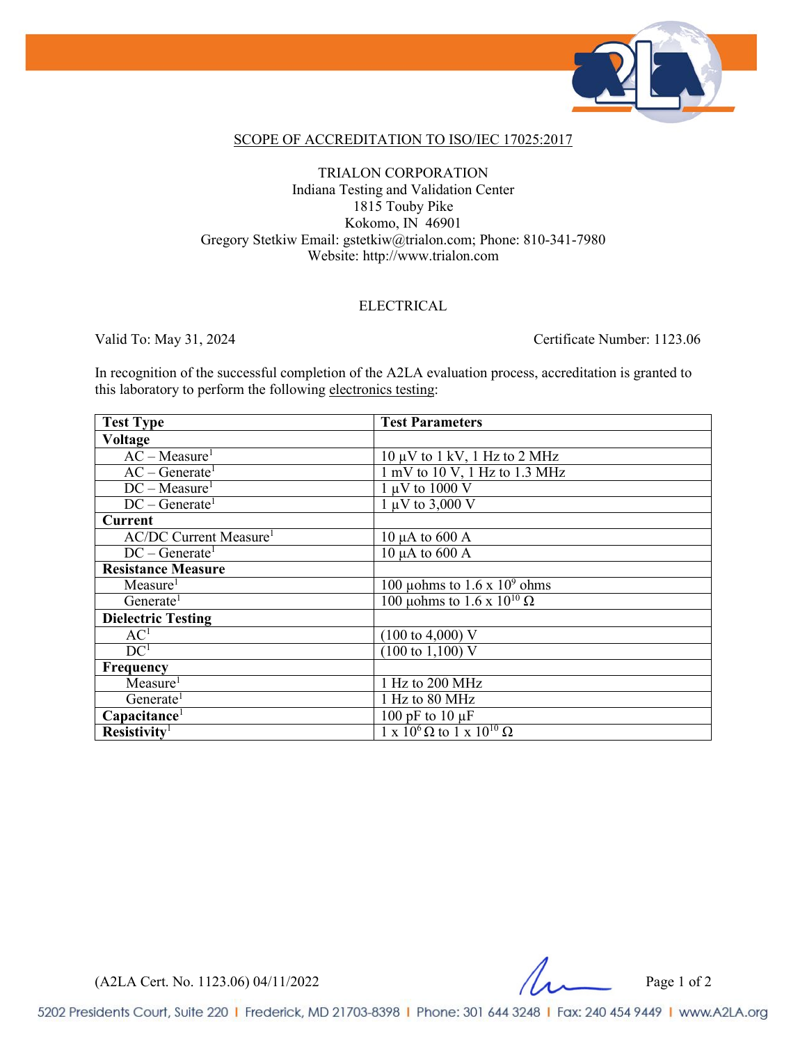## SCOPE OF ACCREDITATION TO ISO/IEC 17025:2017

TRIALON CORPORATION
Indiana Testing and Validation Center
1815 Touby Pike
Kokomo, IN 46901
Gregory Stetkiw Email: gstetkiw@trialon.com; Phone: 810-341-7980
Website: http://www.trialon.com

### ELECTRICAL

Valid To: May 31, 2024 | Certificate Number: 1123.06

In recognition of the successful completion of the A2LA evaluation process, accreditation is granted to this laboratory to perform the following electronics testing:

| Test Type | Test Parameters |
|---|---|
| **Voltage** | |
| AC – Measure[1] | 10 µV to 1 kV, 1 Hz to 2 MHz |
| AC – Generate[1] | 1 mV to 10 V, 1 Hz to 1.3 MHz |
| DC – Measure[1] | 1 µV to 1000 V |
| DC – Generate[1] | 1 µV to 3,000 V |
| **Current** | |
| AC/DC Current Measure[1] | 10 µA to 600 A |
| DC – Generate[1] | 10 µA to 600 A |
| **Resistance Measure** | |
| Measure[1] | 100 µohms to 1.6 x $10^9$ ohms |
| Generate[1] | 100 µohms to 1.6 x $10^{10}$ Ω |
| **Dielectric Testing** | |
| AC[1] | (100 to 4,000) V |
| DC[1] | (100 to 1,100) V |
| **Frequency** | |
| Measure[1] | 1 Hz to 200 MHz |
| Generate[1] | 1 Hz to 80 MHz |
| **Capacitance**[1] | 100 pF to 10 µF |
| **Resistivity**[1] | 1 x $10^6$ Ω to 1 x $10^{10}$ Ω |

(A2LA Cert. No. 1123.06) 04/11/2022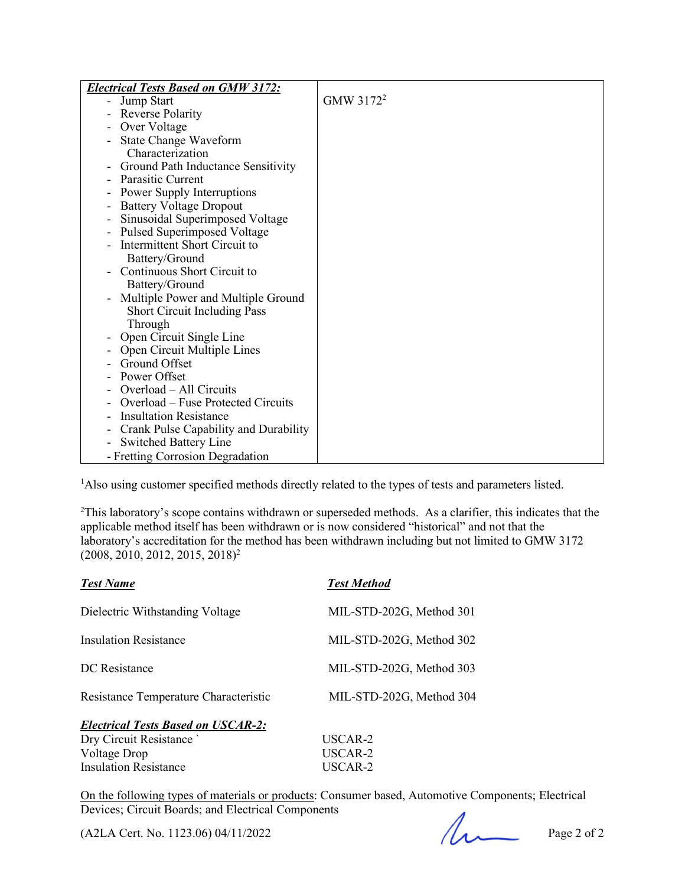| ***Electrical Tests Based on GMW 3172:*** | |
|---|---|
| - Jump Start<br>- Reverse Polarity<br>- Over Voltage<br>- State Change Waveform Characterization<br>- Ground Path Inductance Sensitivity<br>- Parasitic Current<br>- Power Supply Interruptions<br>- Battery Voltage Dropout<br>- Sinusoidal Superimposed Voltage<br>- Pulsed Superimposed Voltage<br>- Intermittent Short Circuit to Battery/Ground<br>- Continuous Short Circuit to Battery/Ground<br>- Multiple Power and Multiple Ground Short Circuit Including Pass Through<br>- Open Circuit Single Line<br>- Open Circuit Multiple Lines<br>- Ground Offset<br>- Power Offset<br>- Overload – All Circuits<br>- Overload – Fuse Protected Circuits<br>- Insultation Resistance<br>- Crank Pulse Capability and Durability<br>- Switched Battery Line<br>- Fretting Corrosion Degradation | GMW 3172[2] |

[1]Also using customer specified methods directly related to the types of tests and parameters listed.

[2]This laboratory's scope contains withdrawn or superseded methods. As a clarifier, this indicates that the applicable method itself has been withdrawn or is now considered "historical" and not that the laboratory's accreditation for the method has been withdrawn including but not limited to GMW 3172 (2008, 2010, 2012, 2015, 2018)[2]

| ***Test Name*** | ***Test Method*** |
|---|---|
| Dielectric Withstanding Voltage | MIL-STD-202G, Method 301 |
| Insulation Resistance | MIL-STD-202G, Method 302 |
| DC Resistance | MIL-STD-202G, Method 303 |
| Resistance Temperature Characteristic | MIL-STD-202G, Method 304 |
| ***Electrical Tests Based on USCAR-2:*** | |
| Dry Circuit Resistance ` | USCAR-2 |
| Voltage Drop | USCAR-2 |
| Insulation Resistance | USCAR-2 |

On the following types of materials or products: Consumer based, Automotive Components; Electrical Devices; Circuit Boards; and Electrical Components

(A2LA Cert. No. 1123.06) 04/11/2022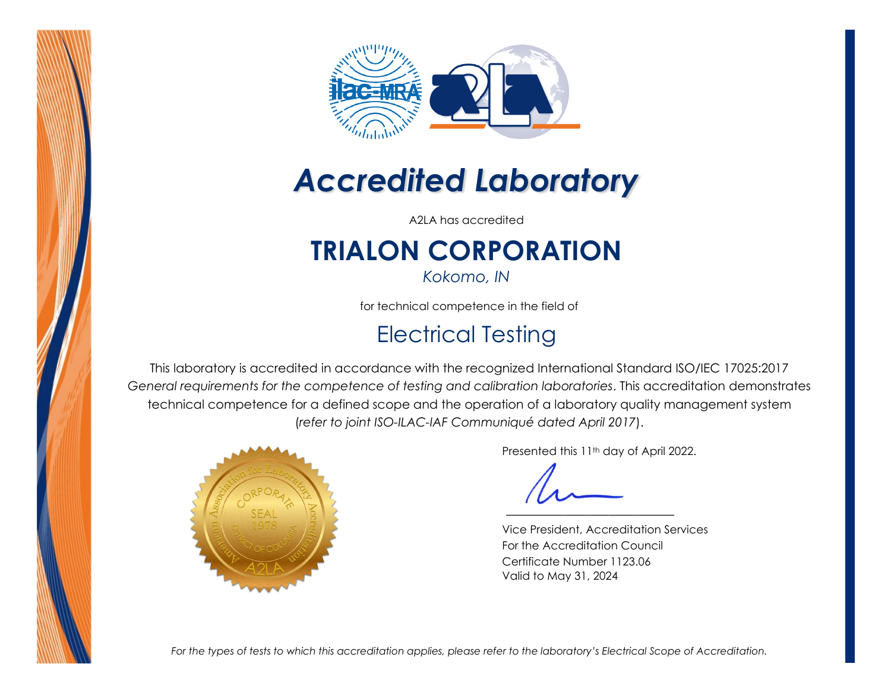# Accredited Laboratory

A2LA has accredited

## TRIALON CORPORATION

*Kokomo, IN*

for technical competence in the field of

## Electrical Testing

This laboratory is accredited in accordance with the recognized International Standard ISO/IEC 17025:2017 *General requirements for the competence of testing and calibration laboratories*. This accreditation demonstrates technical competence for a defined scope and the operation of a laboratory quality management system (*refer to joint ISO-ILAC-IAF Communiqué dated April 2017*).

Presented this 11th day of April 2022.

_______________________________

Vice President, Accreditation Services
For the Accreditation Council
Certificate Number 1123.06
Valid to May 31, 2024

*For the types of tests to which this accreditation applies, please refer to the laboratory's Electrical Scope of Accreditation.*